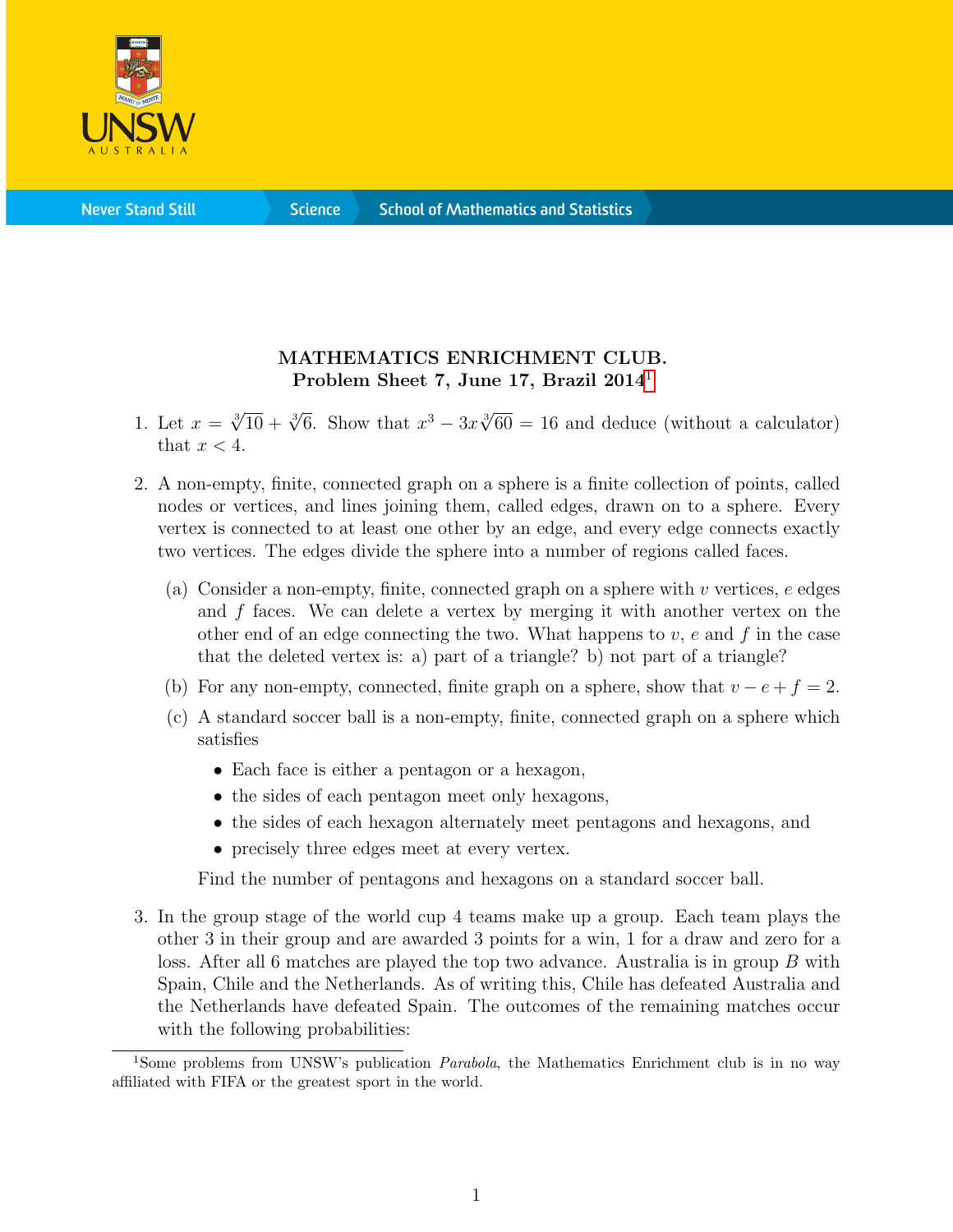**MATHEMATICS ENRICHMENT CLUB.**
**Problem Sheet 7, June 17, Brazil 2014**[1]

1. Let $x = \sqrt[3]{10} + \sqrt[3]{6}$. Show that $x^3 - 3x\sqrt[3]{60} = 16$ and deduce (without a calculator) that $x < 4$.

2. A non-empty, finite, connected graph on a sphere is a finite collection of points, called nodes or vertices, and lines joining them, called edges, drawn on to a sphere. Every vertex is connected to at least one other by an edge, and every edge connects exactly two vertices. The edges divide the sphere into a number of regions called faces.

   (a) Consider a non-empty, finite, connected graph on a sphere with $v$ vertices, $e$ edges and $f$ faces. We can delete a vertex by merging it with another vertex on the other end of an edge connecting the two. What happens to $v$, $e$ and $f$ in the case that the deleted vertex is: a) part of a triangle? b) not part of a triangle?

   (b) For any non-empty, connected, finite graph on a sphere, show that $v - e + f = 2$.

   (c) A standard soccer ball is a non-empty, finite, connected graph on a sphere which satisfies

   - Each face is either a pentagon or a hexagon,
   - the sides of each pentagon meet only hexagons,
   - the sides of each hexagon alternately meet pentagons and hexagons, and
   - precisely three edges meet at every vertex.

   Find the number of pentagons and hexagons on a standard soccer ball.

3. In the group stage of the world cup 4 teams make up a group. Each team plays the other 3 in their group and are awarded 3 points for a win, 1 for a draw and zero for a loss. After all 6 matches are played the top two advance. Australia is in group $B$ with Spain, Chile and the Netherlands. As of writing this, Chile has defeated Australia and the Netherlands have defeated Spain. The outcomes of the remaining matches occur with the following probabilities:

---

[1] Some problems from UNSW's publication *Parabola*, the Mathematics Enrichment club is in no way affiliated with FIFA or the greatest sport in the world.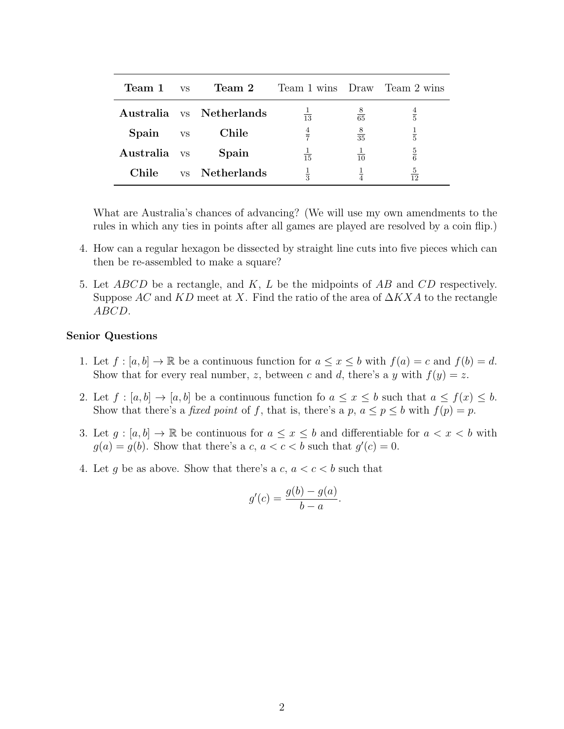| **Team 1** | vs | **Team 2** | Team 1 wins | Draw | Team 2 wins |
|---|---|---|---|---|---|
| **Australia** | vs | **Netherlands** | $\frac{1}{13}$ | $\frac{8}{65}$ | $\frac{4}{5}$ |
| **Spain** | vs | **Chile** | $\frac{4}{7}$ | $\frac{8}{35}$ | $\frac{1}{5}$ |
| **Australia** | vs | **Spain** | $\frac{1}{15}$ | $\frac{1}{10}$ | $\frac{5}{6}$ |
| **Chile** | vs | **Netherlands** | $\frac{1}{3}$ | $\frac{1}{4}$ | $\frac{5}{12}$ |

What are Australia's chances of advancing? (We will use my own amendments to the rules in which any ties in points after all games are played are resolved by a coin flip.)

4. How can a regular hexagon be dissected by straight line cuts into five pieces which can then be re-assembled to make a square?

5. Let $ABCD$ be a rectangle, and $K$, $L$ be the midpoints of $AB$ and $CD$ respectively. Suppose $AC$ and $KD$ meet at $X$. Find the ratio of the area of $\Delta KXA$ to the rectangle $ABCD$.

**Senior Questions**

1. Let $f : [a, b] \to \mathbb{R}$ be a continuous function for $a \le x \le b$ with $f(a) = c$ and $f(b) = d$. Show that for every real number, $z$, between $c$ and $d$, there's a $y$ with $f(y) = z$.

2. Let $f : [a, b] \to [a, b]$ be a continuous function fo $a \le x \le b$ such that $a \le f(x) \le b$. Show that there's a *fixed point* of $f$, that is, there's a $p$, $a \le p \le b$ with $f(p) = p$.

3. Let $g : [a, b] \to \mathbb{R}$ be continuous for $a \le x \le b$ and differentiable for $a < x < b$ with $g(a) = g(b)$. Show that there's a $c$, $a < c < b$ such that $g'(c) = 0$.

4. Let $g$ be as above. Show that there's a $c$, $a < c < b$ such that

$$g'(c) = \frac{g(b) - g(a)}{b - a}.$$